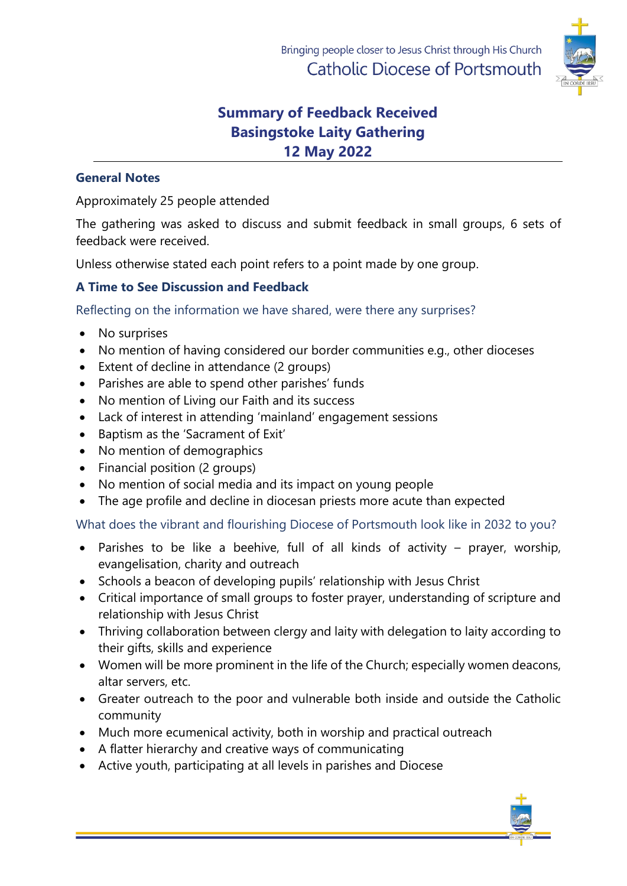Bringing people closer to Jesus Christ through His Church
Catholic Diocese of Portsmouth

# Summary of Feedback Received
# Basingstoke Laity Gathering
# 12 May 2022

## General Notes

Approximately 25 people attended

The gathering was asked to discuss and submit feedback in small groups, 6 sets of feedback were received.

Unless otherwise stated each point refers to a point made by one group.

## A Time to See Discussion and Feedback

### Reflecting on the information we have shared, were there any surprises?

- No surprises
- No mention of having considered our border communities e.g., other dioceses
- Extent of decline in attendance (2 groups)
- Parishes are able to spend other parishes' funds
- No mention of Living our Faith and its success
- Lack of interest in attending 'mainland' engagement sessions
- Baptism as the 'Sacrament of Exit'
- No mention of demographics
- Financial position (2 groups)
- No mention of social media and its impact on young people
- The age profile and decline in diocesan priests more acute than expected

### What does the vibrant and flourishing Diocese of Portsmouth look like in 2032 to you?

- Parishes to be like a beehive, full of all kinds of activity – prayer, worship, evangelisation, charity and outreach
- Schools a beacon of developing pupils' relationship with Jesus Christ
- Critical importance of small groups to foster prayer, understanding of scripture and relationship with Jesus Christ
- Thriving collaboration between clergy and laity with delegation to laity according to their gifts, skills and experience
- Women will be more prominent in the life of the Church; especially women deacons, altar servers, etc.
- Greater outreach to the poor and vulnerable both inside and outside the Catholic community
- Much more ecumenical activity, both in worship and practical outreach
- A flatter hierarchy and creative ways of communicating
- Active youth, participating at all levels in parishes and Diocese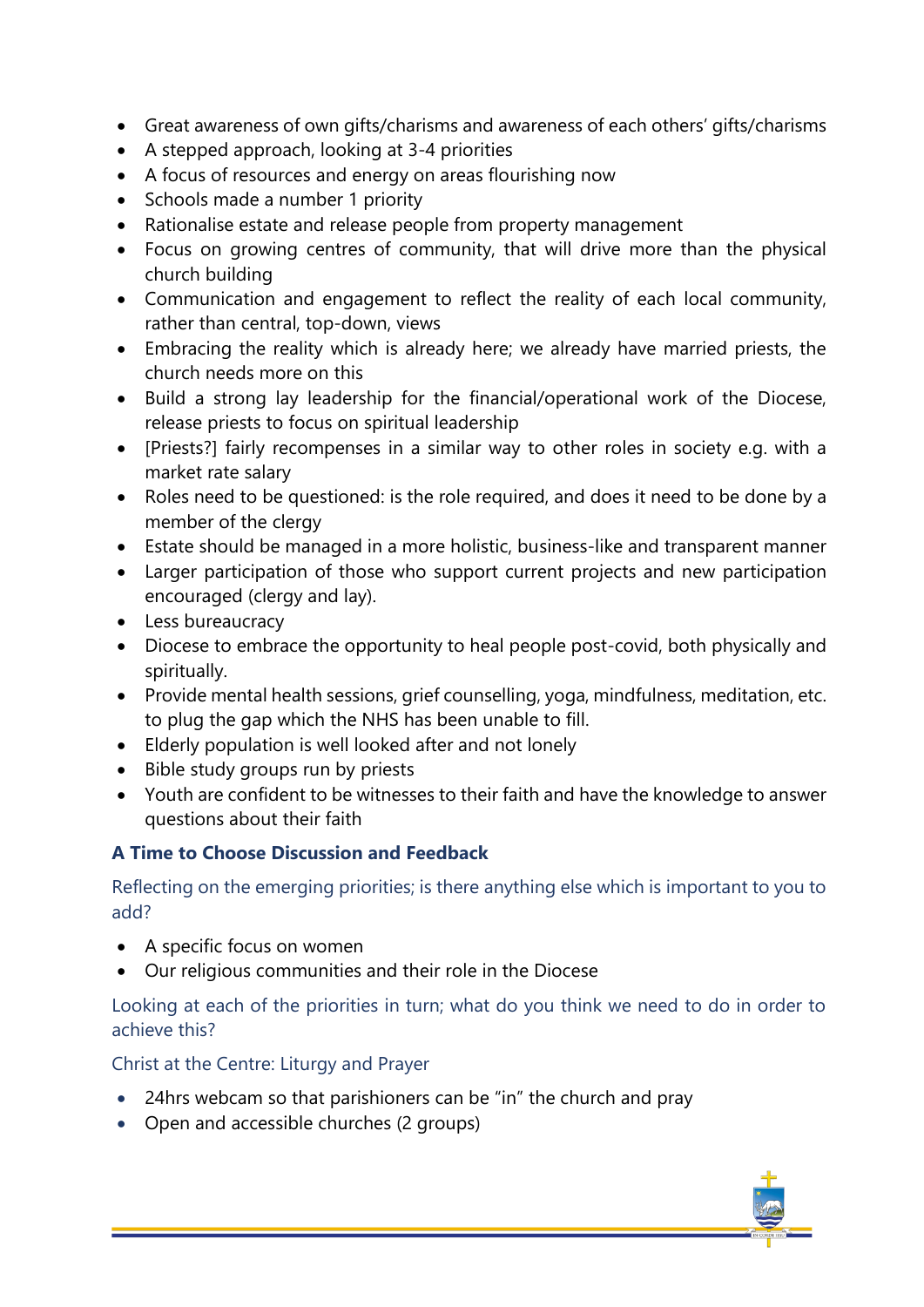- Great awareness of own gifts/charisms and awareness of each others' gifts/charisms
- A stepped approach, looking at 3-4 priorities
- A focus of resources and energy on areas flourishing now
- Schools made a number 1 priority
- Rationalise estate and release people from property management
- Focus on growing centres of community, that will drive more than the physical church building
- Communication and engagement to reflect the reality of each local community, rather than central, top-down, views
- Embracing the reality which is already here; we already have married priests, the church needs more on this
- Build a strong lay leadership for the financial/operational work of the Diocese, release priests to focus on spiritual leadership
- [Priests?] fairly recompenses in a similar way to other roles in society e.g. with a market rate salary
- Roles need to be questioned: is the role required, and does it need to be done by a member of the clergy
- Estate should be managed in a more holistic, business-like and transparent manner
- Larger participation of those who support current projects and new participation encouraged (clergy and lay).
- Less bureaucracy
- Diocese to embrace the opportunity to heal people post-covid, both physically and spiritually.
- Provide mental health sessions, grief counselling, yoga, mindfulness, meditation, etc. to plug the gap which the NHS has been unable to fill.
- Elderly population is well looked after and not lonely
- Bible study groups run by priests
- Youth are confident to be witnesses to their faith and have the knowledge to answer questions about their faith

### A Time to Choose Discussion and Feedback

Reflecting on the emerging priorities; is there anything else which is important to you to add?

- A specific focus on women
- Our religious communities and their role in the Diocese

Looking at each of the priorities in turn; what do you think we need to do in order to achieve this?

Christ at the Centre: Liturgy and Prayer

- 24hrs webcam so that parishioners can be "in" the church and pray
- Open and accessible churches (2 groups)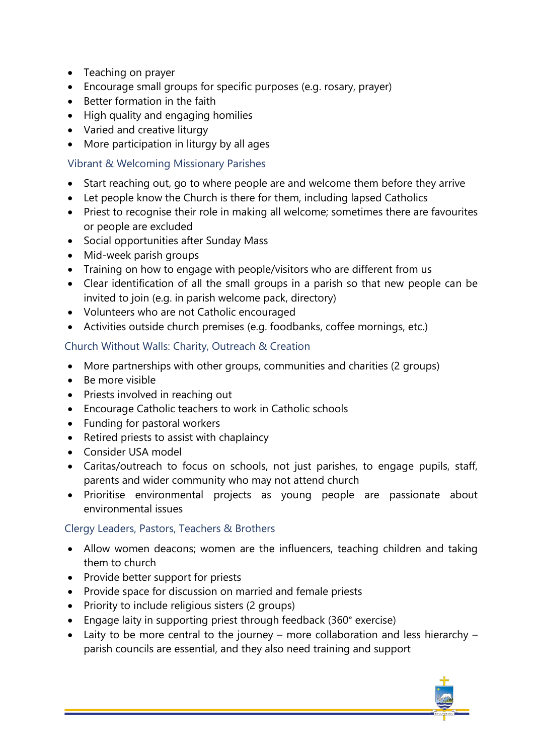- Teaching on prayer
- Encourage small groups for specific purposes (e.g. rosary, prayer)
- Better formation in the faith
- High quality and engaging homilies
- Varied and creative liturgy
- More participation in liturgy by all ages

### Vibrant & Welcoming Missionary Parishes

- Start reaching out, go to where people are and welcome them before they arrive
- Let people know the Church is there for them, including lapsed Catholics
- Priest to recognise their role in making all welcome; sometimes there are favourites or people are excluded
- Social opportunities after Sunday Mass
- Mid-week parish groups
- Training on how to engage with people/visitors who are different from us
- Clear identification of all the small groups in a parish so that new people can be invited to join (e.g. in parish welcome pack, directory)
- Volunteers who are not Catholic encouraged
- Activities outside church premises (e.g. foodbanks, coffee mornings, etc.)

### Church Without Walls: Charity, Outreach & Creation

- More partnerships with other groups, communities and charities (2 groups)
- Be more visible
- Priests involved in reaching out
- Encourage Catholic teachers to work in Catholic schools
- Funding for pastoral workers
- Retired priests to assist with chaplaincy
- Consider USA model
- Caritas/outreach to focus on schools, not just parishes, to engage pupils, staff, parents and wider community who may not attend church
- Prioritise environmental projects as young people are passionate about environmental issues

### Clergy Leaders, Pastors, Teachers & Brothers

- Allow women deacons; women are the influencers, teaching children and taking them to church
- Provide better support for priests
- Provide space for discussion on married and female priests
- Priority to include religious sisters (2 groups)
- Engage laity in supporting priest through feedback (360° exercise)
- Laity to be more central to the journey – more collaboration and less hierarchy – parish councils are essential, and they also need training and support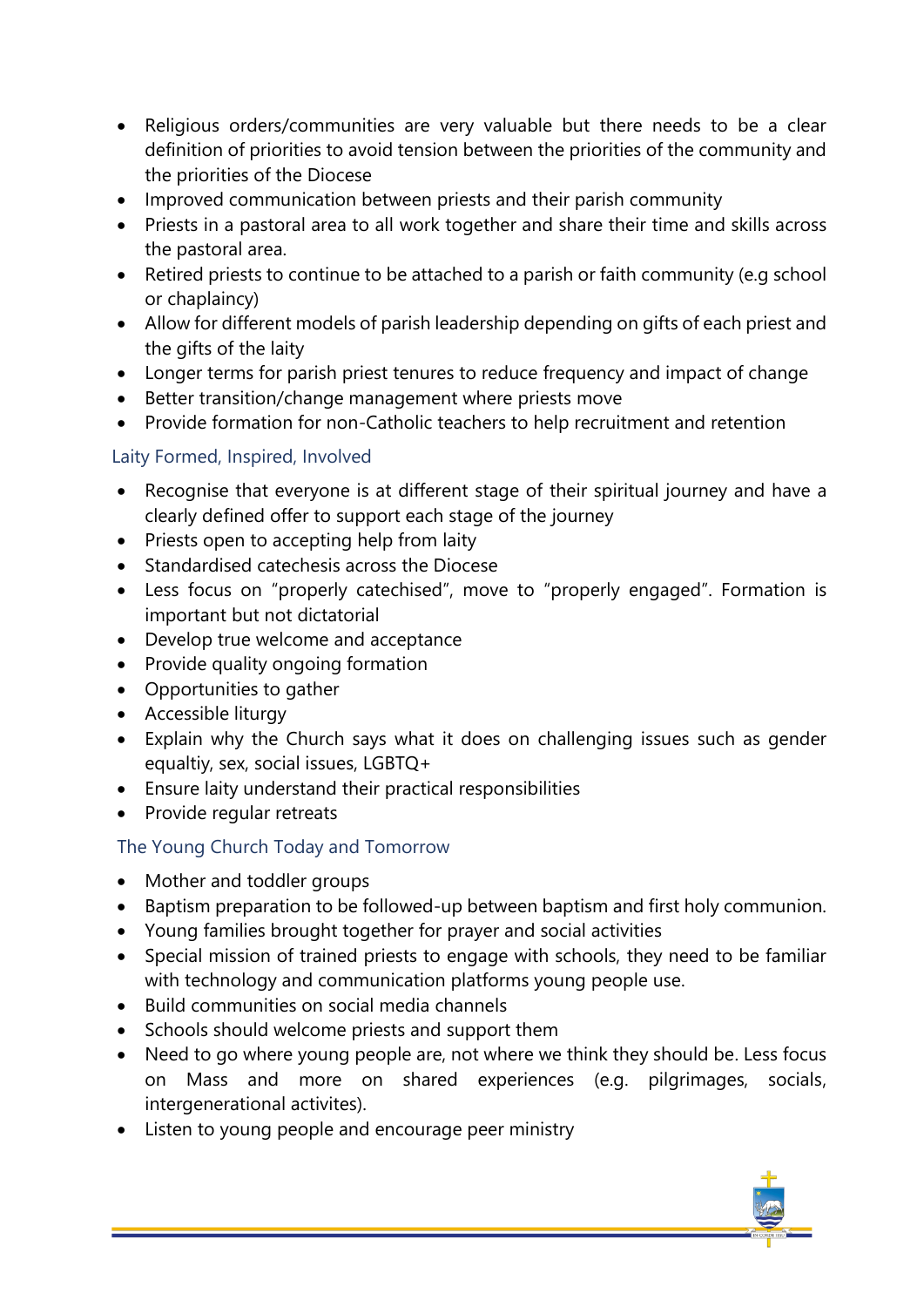- Religious orders/communities are very valuable but there needs to be a clear definition of priorities to avoid tension between the priorities of the community and the priorities of the Diocese
- Improved communication between priests and their parish community
- Priests in a pastoral area to all work together and share their time and skills across the pastoral area.
- Retired priests to continue to be attached to a parish or faith community (e.g school or chaplaincy)
- Allow for different models of parish leadership depending on gifts of each priest and the gifts of the laity
- Longer terms for parish priest tenures to reduce frequency and impact of change
- Better transition/change management where priests move
- Provide formation for non-Catholic teachers to help recruitment and retention

### Laity Formed, Inspired, Involved

- Recognise that everyone is at different stage of their spiritual journey and have a clearly defined offer to support each stage of the journey
- Priests open to accepting help from laity
- Standardised catechesis across the Diocese
- Less focus on "properly catechised", move to "properly engaged". Formation is important but not dictatorial
- Develop true welcome and acceptance
- Provide quality ongoing formation
- Opportunities to gather
- Accessible liturgy
- Explain why the Church says what it does on challenging issues such as gender equaltiy, sex, social issues, LGBTQ+
- Ensure laity understand their practical responsibilities
- Provide regular retreats

### The Young Church Today and Tomorrow

- Mother and toddler groups
- Baptism preparation to be followed-up between baptism and first holy communion.
- Young families brought together for prayer and social activities
- Special mission of trained priests to engage with schools, they need to be familiar with technology and communication platforms young people use.
- Build communities on social media channels
- Schools should welcome priests and support them
- Need to go where young people are, not where we think they should be. Less focus on Mass and more on shared experiences (e.g. pilgrimages, socials, intergenerational activites).
- Listen to young people and encourage peer ministry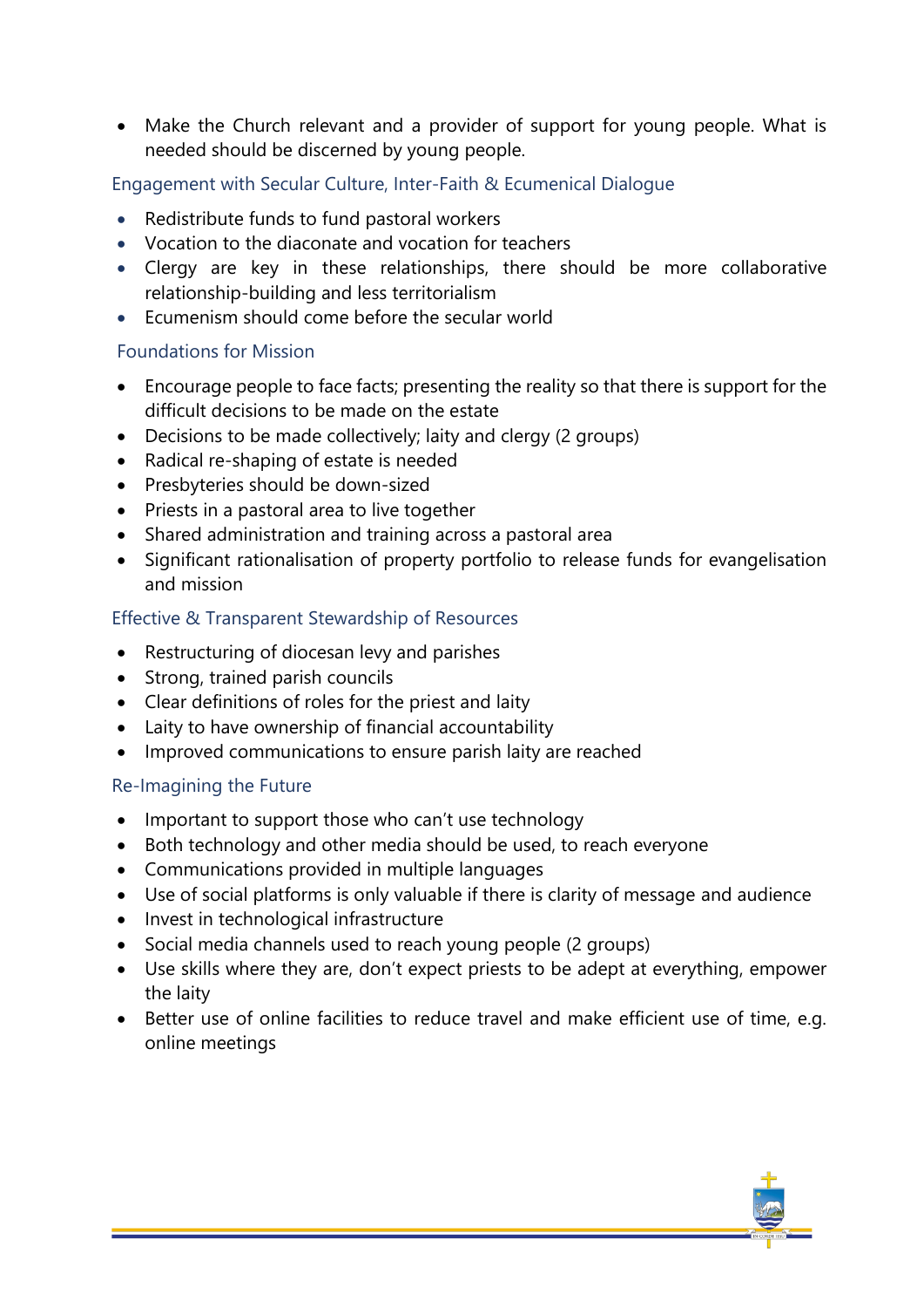- Make the Church relevant and a provider of support for young people. What is needed should be discerned by young people.

### Engagement with Secular Culture, Inter-Faith & Ecumenical Dialogue

- Redistribute funds to fund pastoral workers
- Vocation to the diaconate and vocation for teachers
- Clergy are key in these relationships, there should be more collaborative relationship-building and less territorialism
- Ecumenism should come before the secular world

### Foundations for Mission

- Encourage people to face facts; presenting the reality so that there is support for the difficult decisions to be made on the estate
- Decisions to be made collectively; laity and clergy (2 groups)
- Radical re-shaping of estate is needed
- Presbyteries should be down-sized
- Priests in a pastoral area to live together
- Shared administration and training across a pastoral area
- Significant rationalisation of property portfolio to release funds for evangelisation and mission

### Effective & Transparent Stewardship of Resources

- Restructuring of diocesan levy and parishes
- Strong, trained parish councils
- Clear definitions of roles for the priest and laity
- Laity to have ownership of financial accountability
- Improved communications to ensure parish laity are reached

### Re-Imagining the Future

- Important to support those who can't use technology
- Both technology and other media should be used, to reach everyone
- Communications provided in multiple languages
- Use of social platforms is only valuable if there is clarity of message and audience
- Invest in technological infrastructure
- Social media channels used to reach young people (2 groups)
- Use skills where they are, don't expect priests to be adept at everything, empower the laity
- Better use of online facilities to reduce travel and make efficient use of time, e.g. online meetings